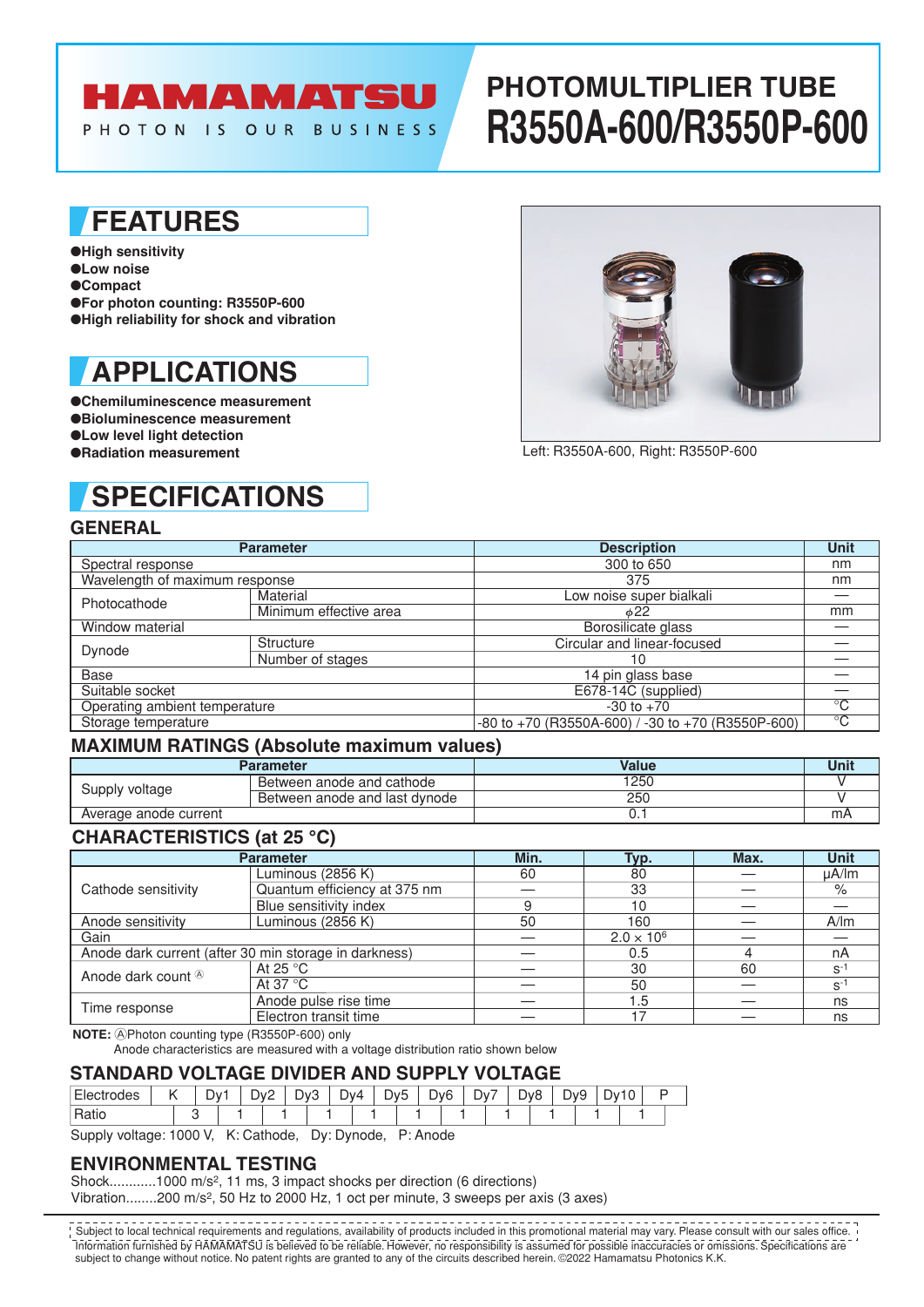HAMAMATSU

PHOTON IS OUR BUSINESS

# PHOTOMULTIPLIER TUBE
# R3550A-600/R3550P-600

## FEATURES

- **High sensitivity**
- **Low noise**
- **Compact**
- **For photon counting: R3550P-600**
- **High reliability for shock and vibration**

## APPLICATIONS

- **Chemiluminescence measurement**
- **Bioluminescence measurement**
- **Low level light detection**
- **Radiation measurement**

Left: R3550A-600, Right: R3550P-600

## SPECIFICATIONS

### GENERAL

| Parameter | | Description | Unit |
|---|---|---|---|
| Spectral response | | 300 to 650 | nm |
| Wavelength of maximum response | | 375 | nm |
| Photocathode | Material | Low noise super bialkali | — |
| | Minimum effective area | $\phi$22 | mm |
| Window material | | Borosilicate glass | — |
| Dynode | Structure | Circular and linear-focused | — |
| | Number of stages | 10 | — |
| Base | | 14 pin glass base | — |
| Suitable socket | | E678-14C (supplied) | — |
| Operating ambient temperature | | -30 to +70 | °C |
| Storage temperature | | -80 to +70 (R3550A-600) / -30 to +70 (R3550P-600) | °C |

### MAXIMUM RATINGS (Absolute maximum values)

| Parameter | | Value | Unit |
|---|---|---|---|
| Supply voltage | Between anode and cathode | 1250 | V |
| | Between anode and last dynode | 250 | V |
| Average anode current | | 0.1 | mA |

### CHARACTERISTICS (at 25 °C)

| Parameter | | Min. | Typ. | Max. | Unit |
|---|---|---|---|---|---|
| Cathode sensitivity | Luminous (2856 K) | 60 | 80 | — | μA/lm |
| | Quantum efficiency at 375 nm | — | 33 | — | % |
| | Blue sensitivity index | 9 | 10 | — | — |
| Anode sensitivity | Luminous (2856 K) | 50 | 160 | — | A/lm |
| Gain | | — | $2.0 \times 10^6$ | — | — |
| Anode dark current (after 30 min storage in darkness) | | — | 0.5 | 4 | nA |
| Anode dark count Ⓐ | At 25 °C | — | 30 | 60 | $s^{-1}$ |
| | At 37 °C | — | 50 | — | $s^{-1}$ |
| Time response | Anode pulse rise time | — | 1.5 | — | ns |
| | Electron transit time | — | 17 | — | ns |

**NOTE:** ⒶPhoton counting type (R3550P-600) only
Anode characteristics are measured with a voltage distribution ratio shown below

### STANDARD VOLTAGE DIVIDER AND SUPPLY VOLTAGE

| Electrodes | K | | Dy1 | | Dy2 | | Dy3 | | Dy4 | | Dy5 | | Dy6 | | Dy7 | | Dy8 | | Dy9 | | Dy10 | | P |
|---|---|---|---|---|---|---|---|---|---|---|---|---|---|---|---|---|---|---|---|---|---|---|---|
| Ratio | | 3 | | 1 | | 1 | | 1 | | 1 | | 1 | | 1 | | 1 | | 1 | | 1 | | 1 | |

Supply voltage: 1000 V, K: Cathode, Dy: Dynode, P: Anode

### ENVIRONMENTAL TESTING

Shock............1000 m/s², 11 ms, 3 impact shocks per direction (6 directions)
Vibration........200 m/s², 50 Hz to 2000 Hz, 1 oct per minute, 3 sweeps per axis (3 axes)

Subject to local technical requirements and regulations, availability of products included in this promotional material may vary. Please consult with our sales office.
Information furnished by HAMAMATSU is believed to be reliable. However, no responsibility is assumed for possible inaccuracies or omissions. Specifications are subject to change without notice. No patent rights are granted to any of the circuits described herein. ©2022 Hamamatsu Photonics K.K.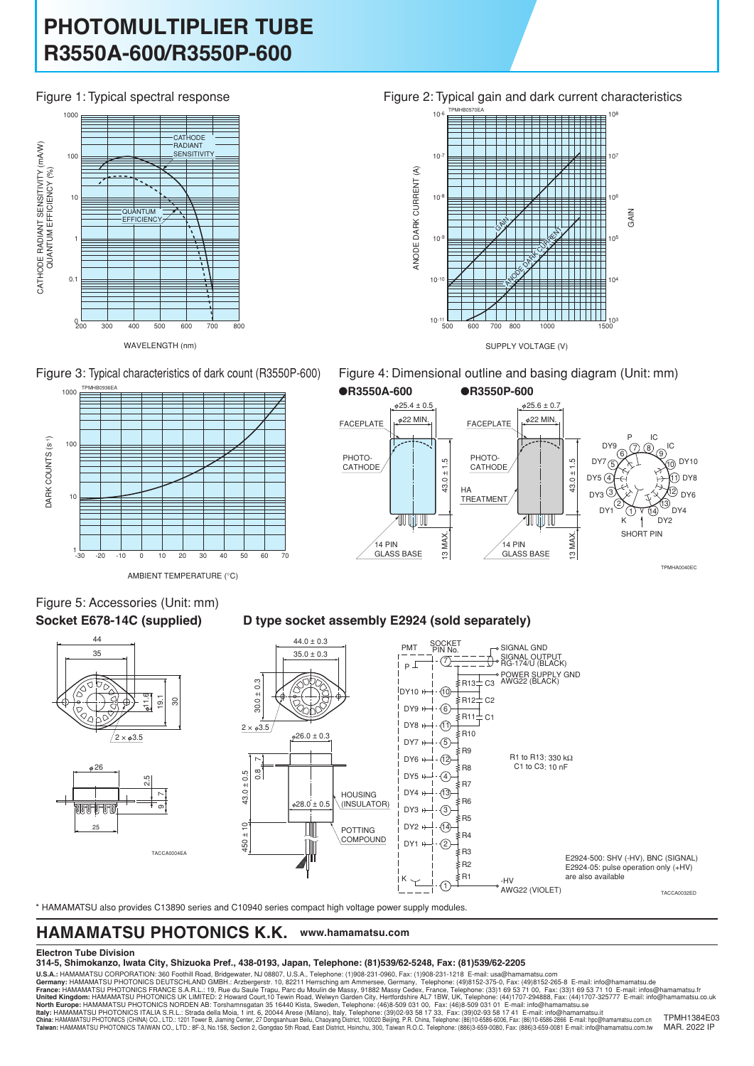# PHOTOMULTIPLIER TUBE
# R3550A-600/R3550P-600

Figure 1: Typical spectral response

CATHODE RADIANT SENSITIVITY (mA/W)
QUANTUM EFFICIENCY (%)

1000
100
10
1
0.1
0

200 300 400 500 600 700 800

WAVELENGTH (nm)

CATHODE RADIANT SENSITIVITY

QUANTUM EFFICIENCY

Figure 2: Typical gain and dark current characteristics

TPMHB0570EA

ANODE DARK CURRENT (A)

$10^{-6}$
$10^{-7}$
$10^{-8}$
$10^{-9}$
$10^{-10}$
$10^{-11}$

GAIN

$10^{8}$
$10^{7}$
$10^{6}$
$10^{5}$
$10^{4}$
$10^{3}$

500 600 700 800 1000 1500

SUPPLY VOLTAGE (V)

GAIN

ANODE DARK CURRENT

Figure 3: Typical characteristics of dark count (R3550P-600)

TPMHB0936EA

DARK COUNTS ($s^{-1}$)

1000
100
10
1

-30 -20 -10 0 10 20 30 40 50 60 70

AMBIENT TEMPERATURE (°C)

Figure 4: Dimensional outline and basing diagram (Unit: mm)

●R3550A-600

φ25.4 ± 0.5

φ22 MIN.

FACEPLATE

PHOTO-CATHODE

43.0 ± 1.5

14 PIN GLASS BASE

13 MAX.

●R3550P-600

φ25.6 ± 0.7

φ22 MIN.

FACEPLATE

PHOTO-CATHODE

HA TREATMENT

43.0 ± 1.5

14 PIN GLASS BASE

13 MAX.

P IC

DY9 (7) (8) IC

(6) (9)

DY7 (5) (10) DY10

DY5 (4) (11) DY8

DY3 (3) (12) DY6

DY1 (2) (13) DY4

(1) (14)

K DY2

SHORT PIN

TPMHA0040EC

Figure 5: Accessories (Unit: mm)

**Socket E678-14C (supplied)**

44

35

φ11.6

19.1

30

2 × φ3.5

φ26

2.5

7

9

25

TACCA0004EA

**D type socket assembly E2924 (sold separately)**

44.0 ± 0.3

35.0 ± 0.3

30.0 ± 0.3

2 × φ3.5

φ26.0 ± 0.3

0.8

7

43.0 ± 0.5

φ28.0 ± 0.5

HOUSING (INSULATOR)

POTTING COMPOUND

450 ± 10

PMT

SOCKET PIN No.

P (7)

DY10 (10)

DY9 (6)

DY8 (11)

DY7 (5)

DY6 (12)

DY5 (4)

DY4 (13)

DY3 (3)

DY2 (14)

DY1 (2)

K (1)

R1 R2 R3 R4 R5 R6 R7 R8 R9 R10 R11 R12 R13

C1 C2 C3

SIGNAL GND

SIGNAL OUTPUT RG-174/U (BLACK)

POWER SUPPLY GND AWG22 (BLACK)

R1 to R13: 330 kΩ
C1 to C3: 10 nF

-HV AWG22 (VIOLET)

E2924-500: SHV (-HV), BNC (SIGNAL)
E2924-05: pulse operation only (+HV)
are also available

TACCA0032ED

* HAMAMATSU also provides C13890 series and C10940 series compact high voltage power supply modules.

## HAMAMATSU PHOTONICS K.K. www.hamamatsu.com

**Electron Tube Division**

**314-5, Shimokanzo, Iwata City, Shizuoka Pref., 438-0193, Japan, Telephone: (81)539/62-5248, Fax: (81)539/62-2205**

**U.S.A.:** HAMAMATSU CORPORATION: 360 Foothill Road, Bridgewater, NJ 08807, U.S.A., Telephone: (1)908-231-0960, Fax: (1)908-231-1218 E-mail: usa@hamamatsu.com
**Germany:** HAMAMATSU PHOTONICS DEUTSCHLAND GMBH.: Arzbergerstr. 10, 82211 Herrsching am Ammersee, Germany, Telephone: (49)8152-375-0, Fax: (49)8152-265-8 E-mail: info@hamamatsu.de
**France:** HAMAMATSU PHOTONICS FRANCE S.A.R.L.: 19, Rue du Saule Trapu, Parc du Moulin de Massy, 91882 Massy Cedex, France, Telephone: (33)1 69 53 71 00, Fax: (33)1 69 53 71 10 E-mail: infos@hamamatsu.fr
**United Kingdom:** HAMAMATSU PHOTONICS UK LIMITED: 2 Howard Court,10 Tewin Road, Welwyn Garden City, Hertfordshire AL7 1BW, UK, Telephone: (44)1707-294888, Fax: (44)1707-325777 E-mail: info@hamamatsu.co.uk
**North Europe:** HAMAMATSU PHOTONICS NORDEN AB: Torshamnsgatan 35 16440 Kista, Sweden, Telephone: (46)8-509 031 00, Fax: (46)8-509 031 01 E-mail: info@hamamatsu.se
**Italy:** HAMAMATSU PHOTONICS ITALIA S.R.L.: Strada della Moia, 1 int. 6, 20044 Arese (Milano), Italy, Telephone: (39)02-93 58 17 33, Fax: (39)02-93 58 17 41 E-mail: info@hamamatsu.it
**China:** HAMAMATSU PHOTONICS (CHINA) CO., LTD.: 1201 Tower B, Jiaming Center, 27 Dongsanhuan Beilu, Chaoyang District, 100020 Beijing, P.R. China, Telephone: (86)10-6586-6006, Fax: (86)10-6586-2866 E-mail: hpc@hamamatsu.com.cn
**Taiwan:** HAMAMATSU PHOTONICS TAIWAN CO., LTD.: 8F-3, No.158, Section 2, Gongdao 5th Road, East District, Hsinchu, 300, Taiwan R.O.C. Telephone: (886)3-659-0080, Fax: (886)3-659-0081 E-mail: info@hamamatsu.com.tw

TPMH1384E03
MAR. 2022 IP